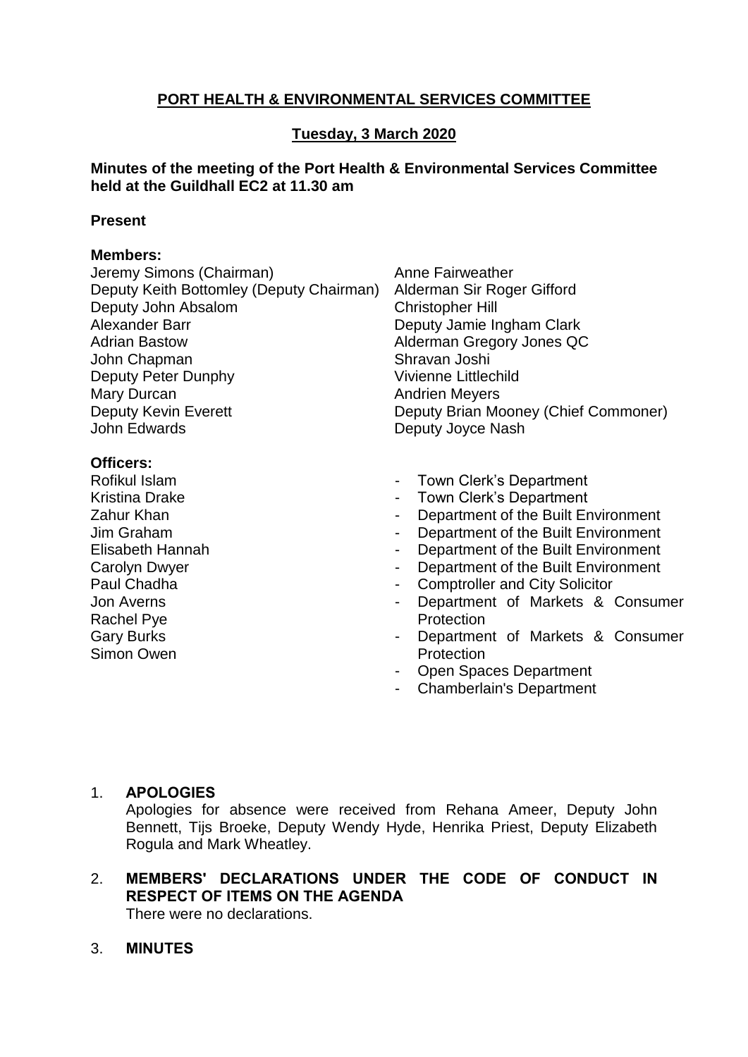# PORT HEALTH & ENVIRONMENTAL SERVICES COMMITTEE

## Tuesday, 3 March 2020

**Minutes of the meeting of the Port Health & Environmental Services Committee held at the Guildhall EC2 at 11.30 am**

**Present**

**Members:**

Jeremy Simons (Chairman)
Deputy Keith Bottomley (Deputy Chairman)
Deputy John Absalom
Alexander Barr
Adrian Bastow
John Chapman
Deputy Peter Dunphy
Mary Durcan
Deputy Kevin Everett
John Edwards
Anne Fairweather
Alderman Sir Roger Gifford
Christopher Hill
Deputy Jamie Ingham Clark
Alderman Gregory Jones QC
Shravan Joshi
Vivienne Littlechild
Andrien Meyers
Deputy Brian Mooney (Chief Commoner)
Deputy Joyce Nash

**Officers:**

Rofikul Islam - Town Clerk's Department
Kristina Drake - Town Clerk's Department
Zahur Khan - Department of the Built Environment
Jim Graham - Department of the Built Environment
Elisabeth Hannah - Department of the Built Environment
Carolyn Dwyer - Department of the Built Environment
Paul Chadha - Comptroller and City Solicitor
Jon Averns - Department of Markets & Consumer Protection
Rachel Pye - Department of Markets & Consumer Protection
Gary Burks - Open Spaces Department
Simon Owen - Chamberlain's Department

1. **APOLOGIES**
   Apologies for absence were received from Rehana Ameer, Deputy John Bennett, Tijs Broeke, Deputy Wendy Hyde, Henrika Priest, Deputy Elizabeth Rogula and Mark Wheatley.

2. **MEMBERS' DECLARATIONS UNDER THE CODE OF CONDUCT IN RESPECT OF ITEMS ON THE AGENDA**
   There were no declarations.

3. **MINUTES**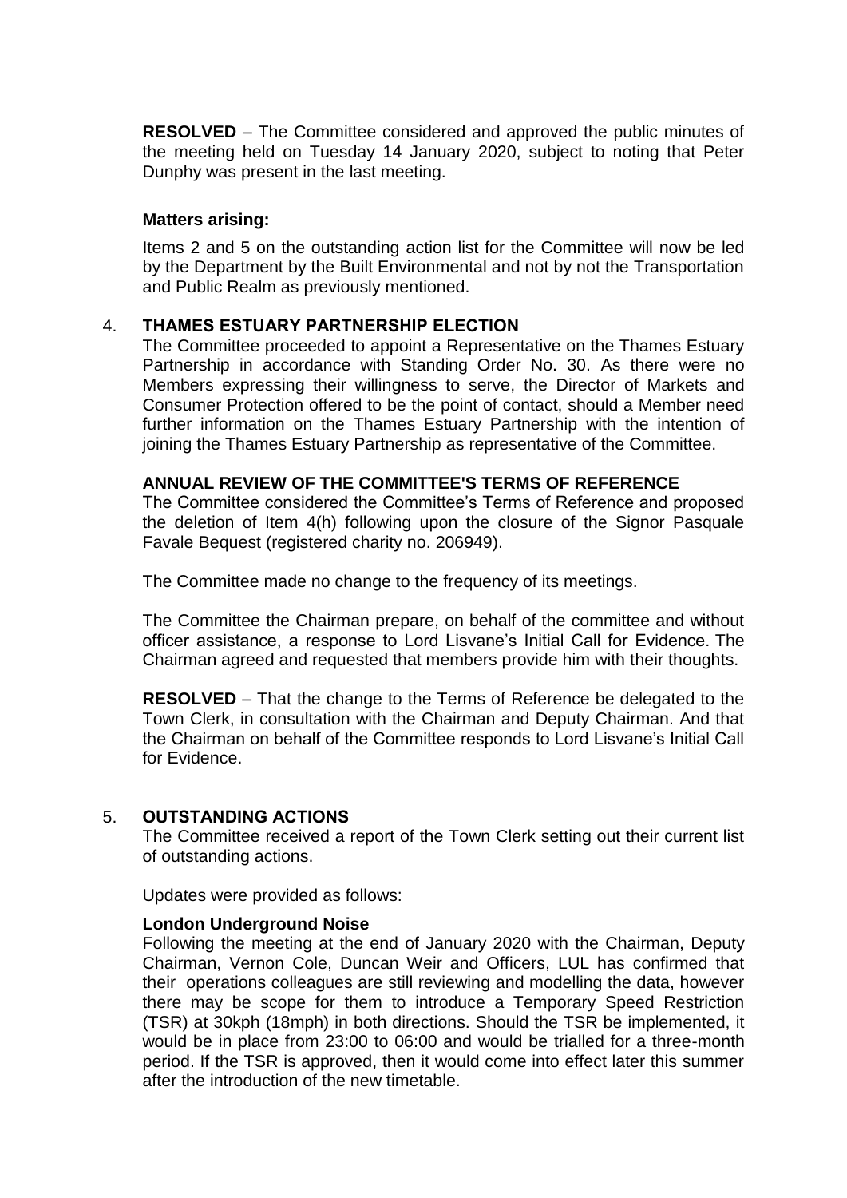**RESOLVED** – The Committee considered and approved the public minutes of the meeting held on Tuesday 14 January 2020, subject to noting that Peter Dunphy was present in the last meeting.

**Matters arising:**

Items 2 and 5 on the outstanding action list for the Committee will now be led by the Department by the Built Environmental and not by not the Transportation and Public Realm as previously mentioned.

## 4. THAMES ESTUARY PARTNERSHIP ELECTION

The Committee proceeded to appoint a Representative on the Thames Estuary Partnership in accordance with Standing Order No. 30. As there were no Members expressing their willingness to serve, the Director of Markets and Consumer Protection offered to be the point of contact, should a Member need further information on the Thames Estuary Partnership with the intention of joining the Thames Estuary Partnership as representative of the Committee.

**ANNUAL REVIEW OF THE COMMITTEE'S TERMS OF REFERENCE**

The Committee considered the Committee's Terms of Reference and proposed the deletion of Item 4(h) following upon the closure of the Signor Pasquale Favale Bequest (registered charity no. 206949).

The Committee made no change to the frequency of its meetings.

The Committee the Chairman prepare, on behalf of the committee and without officer assistance, a response to Lord Lisvane's Initial Call for Evidence. The Chairman agreed and requested that members provide him with their thoughts.

**RESOLVED** – That the change to the Terms of Reference be delegated to the Town Clerk, in consultation with the Chairman and Deputy Chairman. And that the Chairman on behalf of the Committee responds to Lord Lisvane's Initial Call for Evidence.

## 5. OUTSTANDING ACTIONS

The Committee received a report of the Town Clerk setting out their current list of outstanding actions.

Updates were provided as follows:

**London Underground Noise**

Following the meeting at the end of January 2020 with the Chairman, Deputy Chairman, Vernon Cole, Duncan Weir and Officers, LUL has confirmed that their operations colleagues are still reviewing and modelling the data, however there may be scope for them to introduce a Temporary Speed Restriction (TSR) at 30kph (18mph) in both directions. Should the TSR be implemented, it would be in place from 23:00 to 06:00 and would be trialled for a three-month period. If the TSR is approved, then it would come into effect later this summer after the introduction of the new timetable.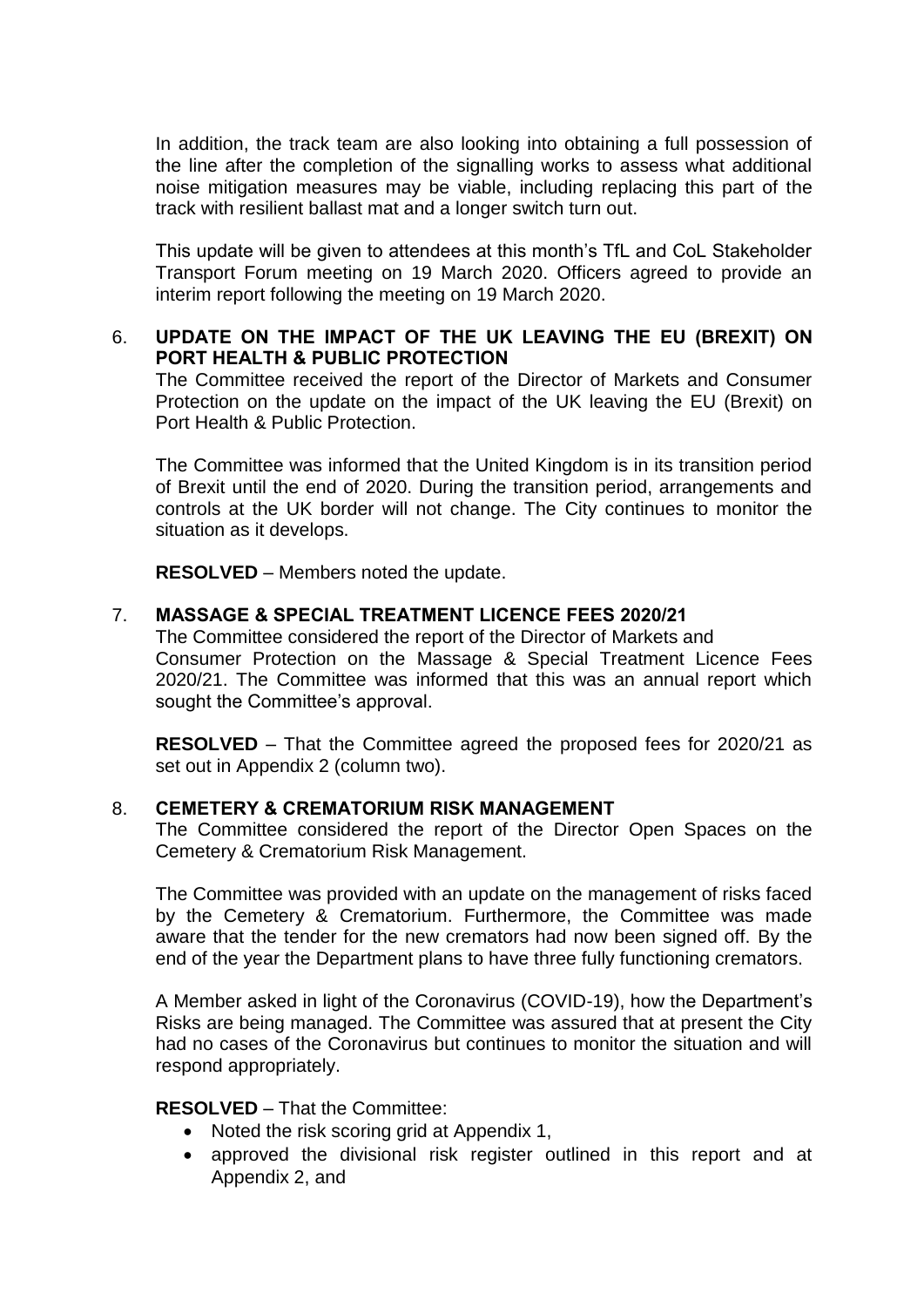In addition, the track team are also looking into obtaining a full possession of the line after the completion of the signalling works to assess what additional noise mitigation measures may be viable, including replacing this part of the track with resilient ballast mat and a longer switch turn out.

This update will be given to attendees at this month's TfL and CoL Stakeholder Transport Forum meeting on 19 March 2020. Officers agreed to provide an interim report following the meeting on 19 March 2020.

6. **UPDATE ON THE IMPACT OF THE UK LEAVING THE EU (BREXIT) ON PORT HEALTH & PUBLIC PROTECTION**

The Committee received the report of the Director of Markets and Consumer Protection on the update on the impact of the UK leaving the EU (Brexit) on Port Health & Public Protection.

The Committee was informed that the United Kingdom is in its transition period of Brexit until the end of 2020. During the transition period, arrangements and controls at the UK border will not change. The City continues to monitor the situation as it develops.

**RESOLVED** – Members noted the update.

7. **MASSAGE & SPECIAL TREATMENT LICENCE FEES 2020/21**

The Committee considered the report of the Director of Markets and Consumer Protection on the Massage & Special Treatment Licence Fees 2020/21. The Committee was informed that this was an annual report which sought the Committee's approval.

**RESOLVED** – That the Committee agreed the proposed fees for 2020/21 as set out in Appendix 2 (column two).

8. **CEMETERY & CREMATORIUM RISK MANAGEMENT**

The Committee considered the report of the Director Open Spaces on the Cemetery & Crematorium Risk Management.

The Committee was provided with an update on the management of risks faced by the Cemetery & Crematorium. Furthermore, the Committee was made aware that the tender for the new cremators had now been signed off. By the end of the year the Department plans to have three fully functioning cremators.

A Member asked in light of the Coronavirus (COVID-19), how the Department's Risks are being managed. The Committee was assured that at present the City had no cases of the Coronavirus but continues to monitor the situation and will respond appropriately.

**RESOLVED** – That the Committee:

- Noted the risk scoring grid at Appendix 1,
- approved the divisional risk register outlined in this report and at Appendix 2, and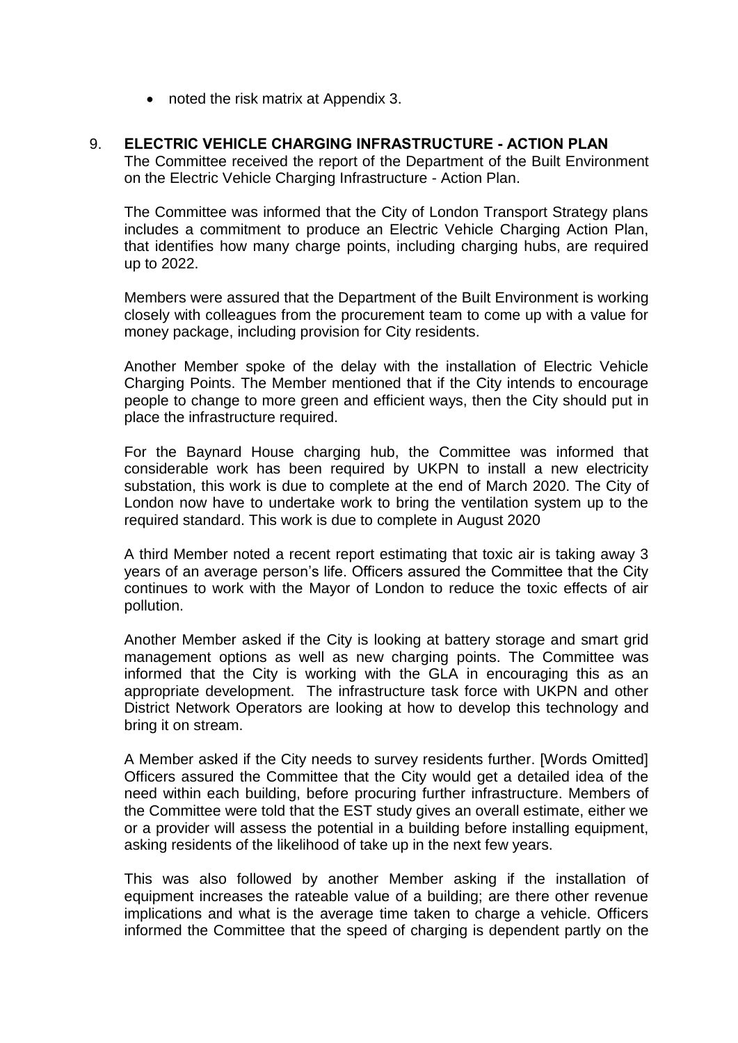- noted the risk matrix at Appendix 3.

9. **ELECTRIC VEHICLE CHARGING INFRASTRUCTURE - ACTION PLAN**

The Committee received the report of the Department of the Built Environment on the Electric Vehicle Charging Infrastructure - Action Plan.

The Committee was informed that the City of London Transport Strategy plans includes a commitment to produce an Electric Vehicle Charging Action Plan, that identifies how many charge points, including charging hubs, are required up to 2022.

Members were assured that the Department of the Built Environment is working closely with colleagues from the procurement team to come up with a value for money package, including provision for City residents.

Another Member spoke of the delay with the installation of Electric Vehicle Charging Points. The Member mentioned that if the City intends to encourage people to change to more green and efficient ways, then the City should put in place the infrastructure required.

For the Baynard House charging hub, the Committee was informed that considerable work has been required by UKPN to install a new electricity substation, this work is due to complete at the end of March 2020. The City of London now have to undertake work to bring the ventilation system up to the required standard. This work is due to complete in August 2020

A third Member noted a recent report estimating that toxic air is taking away 3 years of an average person's life. Officers assured the Committee that the City continues to work with the Mayor of London to reduce the toxic effects of air pollution.

Another Member asked if the City is looking at battery storage and smart grid management options as well as new charging points. The Committee was informed that the City is working with the GLA in encouraging this as an appropriate development. The infrastructure task force with UKPN and other District Network Operators are looking at how to develop this technology and bring it on stream.

A Member asked if the City needs to survey residents further. [Words Omitted] Officers assured the Committee that the City would get a detailed idea of the need within each building, before procuring further infrastructure. Members of the Committee were told that the EST study gives an overall estimate, either we or a provider will assess the potential in a building before installing equipment, asking residents of the likelihood of take up in the next few years.

This was also followed by another Member asking if the installation of equipment increases the rateable value of a building; are there other revenue implications and what is the average time taken to charge a vehicle. Officers informed the Committee that the speed of charging is dependent partly on the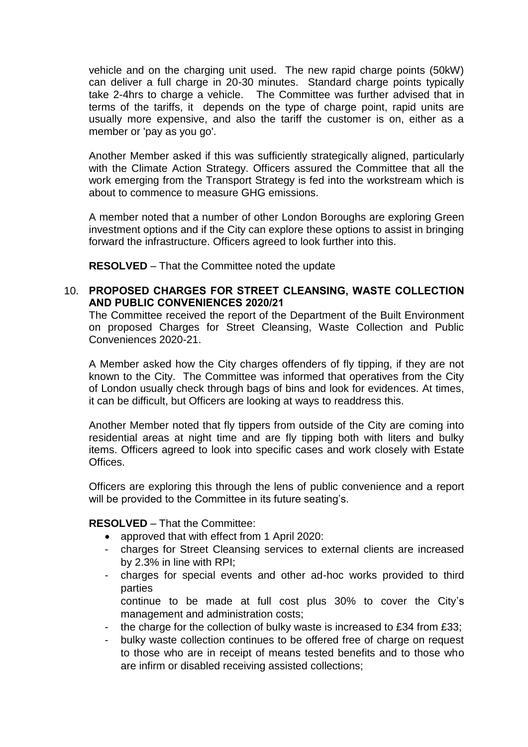vehicle and on the charging unit used. The new rapid charge points (50kW) can deliver a full charge in 20-30 minutes. Standard charge points typically take 2-4hrs to charge a vehicle. The Committee was further advised that in terms of the tariffs, it depends on the type of charge point, rapid units are usually more expensive, and also the tariff the customer is on, either as a member or 'pay as you go'.

Another Member asked if this was sufficiently strategically aligned, particularly with the Climate Action Strategy. Officers assured the Committee that all the work emerging from the Transport Strategy is fed into the workstream which is about to commence to measure GHG emissions.

A member noted that a number of other London Boroughs are exploring Green investment options and if the City can explore these options to assist in bringing forward the infrastructure. Officers agreed to look further into this.

**RESOLVED** – That the Committee noted the update

10. **PROPOSED CHARGES FOR STREET CLEANSING, WASTE COLLECTION AND PUBLIC CONVENIENCES 2020/21**

The Committee received the report of the Department of the Built Environment on proposed Charges for Street Cleansing, Waste Collection and Public Conveniences 2020-21.

A Member asked how the City charges offenders of fly tipping, if they are not known to the City. The Committee was informed that operatives from the City of London usually check through bags of bins and look for evidences. At times, it can be difficult, but Officers are looking at ways to readdress this.

Another Member noted that fly tippers from outside of the City are coming into residential areas at night time and are fly tipping both with liters and bulky items. Officers agreed to look into specific cases and work closely with Estate Offices.

Officers are exploring this through the lens of public convenience and a report will be provided to the Committee in its future seating's.

**RESOLVED** – That the Committee:

- approved that with effect from 1 April 2020:
  - charges for Street Cleansing services to external clients are increased by 2.3% in line with RPI;
  - charges for special events and other ad-hoc works provided to third parties continue to be made at full cost plus 30% to cover the City's management and administration costs;
  - the charge for the collection of bulky waste is increased to £34 from £33;
  - bulky waste collection continues to be offered free of charge on request to those who are in receipt of means tested benefits and to those who are infirm or disabled receiving assisted collections;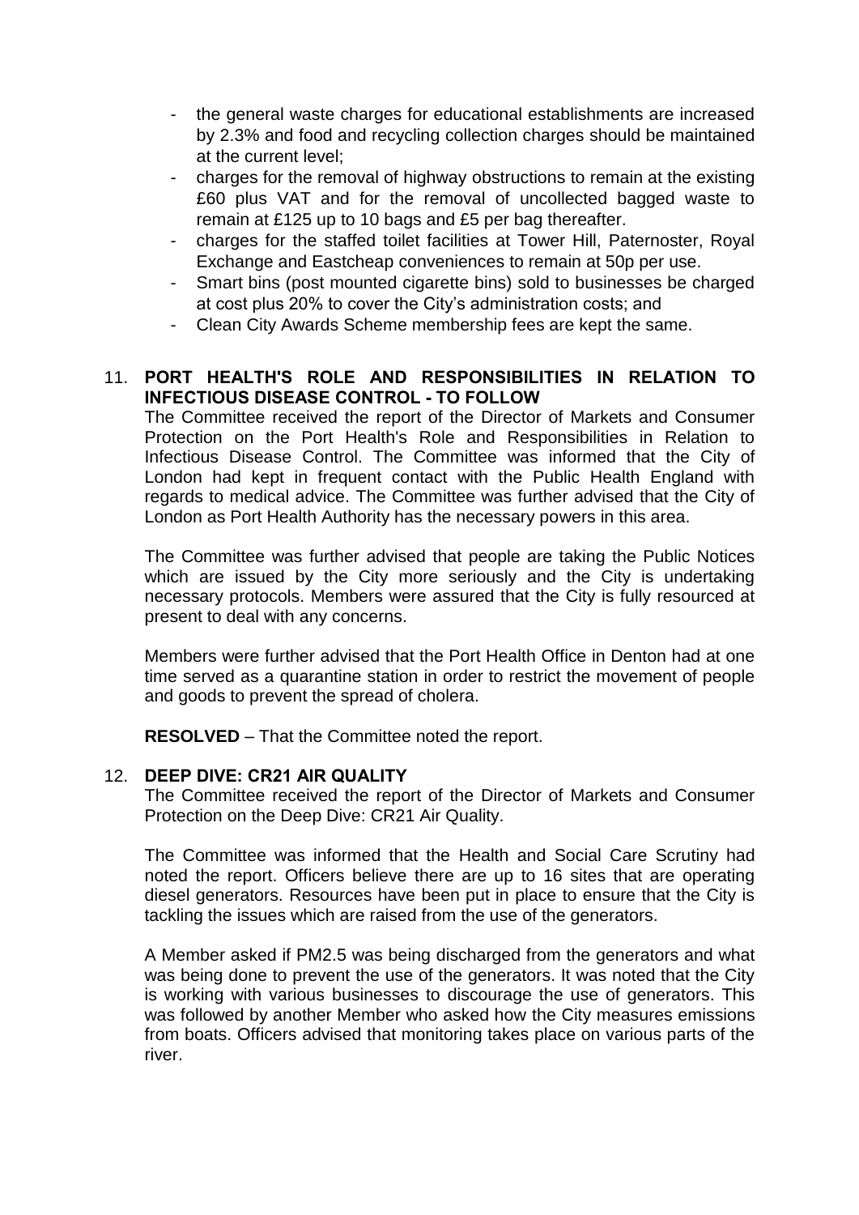- the general waste charges for educational establishments are increased by 2.3% and food and recycling collection charges should be maintained at the current level;
- charges for the removal of highway obstructions to remain at the existing £60 plus VAT and for the removal of uncollected bagged waste to remain at £125 up to 10 bags and £5 per bag thereafter.
- charges for the staffed toilet facilities at Tower Hill, Paternoster, Royal Exchange and Eastcheap conveniences to remain at 50p per use.
- Smart bins (post mounted cigarette bins) sold to businesses be charged at cost plus 20% to cover the City's administration costs; and
- Clean City Awards Scheme membership fees are kept the same.

11. **PORT HEALTH'S ROLE AND RESPONSIBILITIES IN RELATION TO INFECTIOUS DISEASE CONTROL - TO FOLLOW**

The Committee received the report of the Director of Markets and Consumer Protection on the Port Health's Role and Responsibilities in Relation to Infectious Disease Control. The Committee was informed that the City of London had kept in frequent contact with the Public Health England with regards to medical advice. The Committee was further advised that the City of London as Port Health Authority has the necessary powers in this area.

The Committee was further advised that people are taking the Public Notices which are issued by the City more seriously and the City is undertaking necessary protocols. Members were assured that the City is fully resourced at present to deal with any concerns.

Members were further advised that the Port Health Office in Denton had at one time served as a quarantine station in order to restrict the movement of people and goods to prevent the spread of cholera.

**RESOLVED** – That the Committee noted the report.

12. **DEEP DIVE: CR21 AIR QUALITY**

The Committee received the report of the Director of Markets and Consumer Protection on the Deep Dive: CR21 Air Quality.

The Committee was informed that the Health and Social Care Scrutiny had noted the report. Officers believe there are up to 16 sites that are operating diesel generators. Resources have been put in place to ensure that the City is tackling the issues which are raised from the use of the generators.

A Member asked if PM2.5 was being discharged from the generators and what was being done to prevent the use of the generators. It was noted that the City is working with various businesses to discourage the use of generators. This was followed by another Member who asked how the City measures emissions from boats. Officers advised that monitoring takes place on various parts of the river.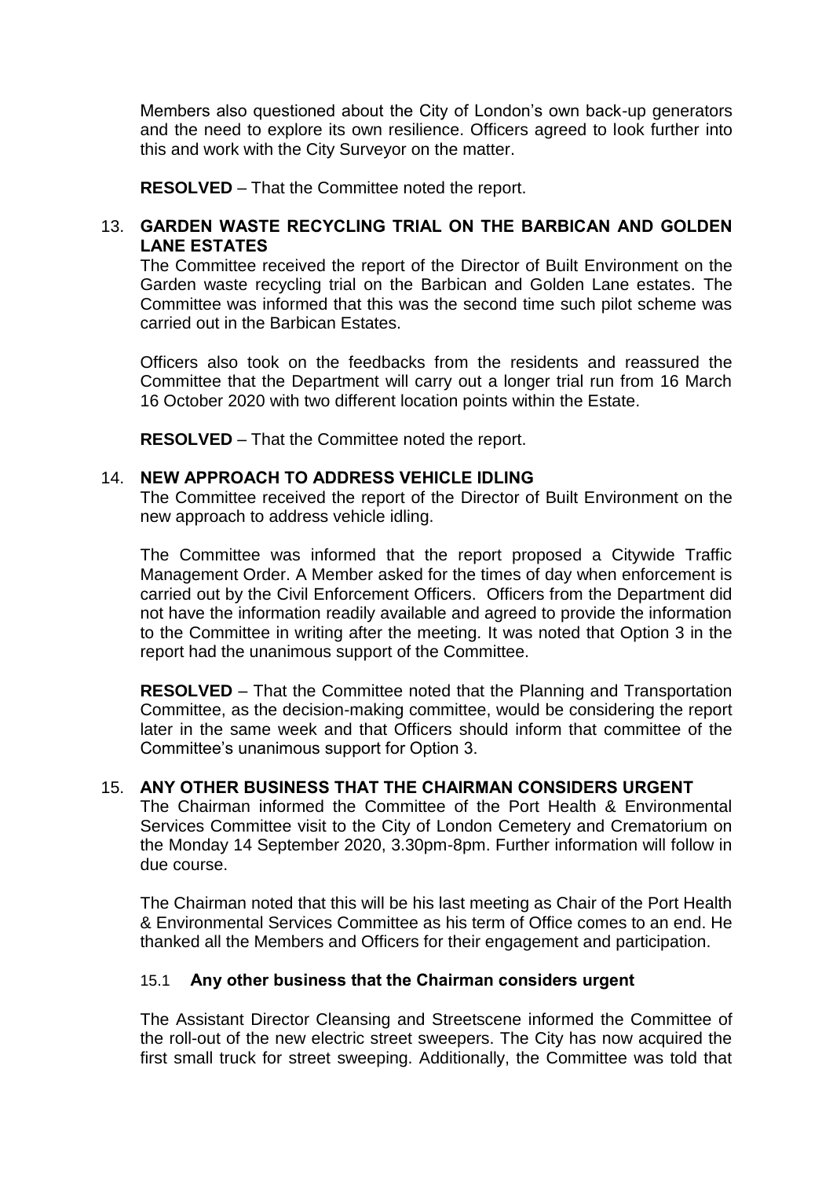Members also questioned about the City of London's own back-up generators and the need to explore its own resilience. Officers agreed to look further into this and work with the City Surveyor on the matter.

**RESOLVED** – That the Committee noted the report.

## 13. GARDEN WASTE RECYCLING TRIAL ON THE BARBICAN AND GOLDEN LANE ESTATES

The Committee received the report of the Director of Built Environment on the Garden waste recycling trial on the Barbican and Golden Lane estates. The Committee was informed that this was the second time such pilot scheme was carried out in the Barbican Estates.

Officers also took on the feedbacks from the residents and reassured the Committee that the Department will carry out a longer trial run from 16 March 16 October 2020 with two different location points within the Estate.

**RESOLVED** – That the Committee noted the report.

## 14. NEW APPROACH TO ADDRESS VEHICLE IDLING

The Committee received the report of the Director of Built Environment on the new approach to address vehicle idling.

The Committee was informed that the report proposed a Citywide Traffic Management Order. A Member asked for the times of day when enforcement is carried out by the Civil Enforcement Officers. Officers from the Department did not have the information readily available and agreed to provide the information to the Committee in writing after the meeting. It was noted that Option 3 in the report had the unanimous support of the Committee.

**RESOLVED** – That the Committee noted that the Planning and Transportation Committee, as the decision-making committee, would be considering the report later in the same week and that Officers should inform that committee of the Committee's unanimous support for Option 3.

## 15. ANY OTHER BUSINESS THAT THE CHAIRMAN CONSIDERS URGENT

The Chairman informed the Committee of the Port Health & Environmental Services Committee visit to the City of London Cemetery and Crematorium on the Monday 14 September 2020, 3.30pm-8pm. Further information will follow in due course.

The Chairman noted that this will be his last meeting as Chair of the Port Health & Environmental Services Committee as his term of Office comes to an end. He thanked all the Members and Officers for their engagement and participation.

### 15.1 Any other business that the Chairman considers urgent

The Assistant Director Cleansing and Streetscene informed the Committee of the roll-out of the new electric street sweepers. The City has now acquired the first small truck for street sweeping. Additionally, the Committee was told that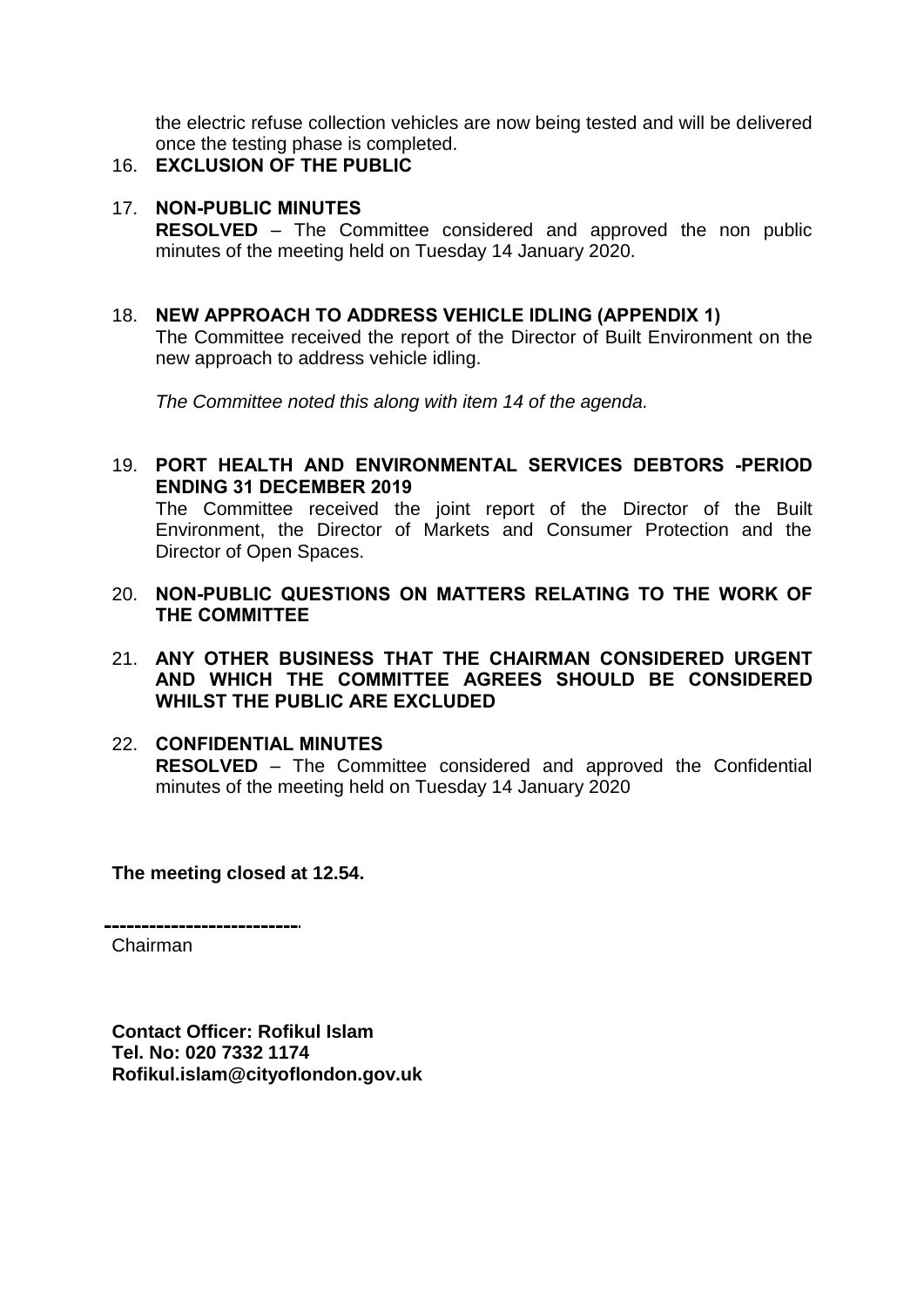the electric refuse collection vehicles are now being tested and will be delivered once the testing phase is completed.

16. **EXCLUSION OF THE PUBLIC**

17. **NON-PUBLIC MINUTES**
    **RESOLVED** – The Committee considered and approved the non public minutes of the meeting held on Tuesday 14 January 2020.

18. **NEW APPROACH TO ADDRESS VEHICLE IDLING (APPENDIX 1)**
    The Committee received the report of the Director of Built Environment on the new approach to address vehicle idling.

    *The Committee noted this along with item 14 of the agenda.*

19. **PORT HEALTH AND ENVIRONMENTAL SERVICES DEBTORS -PERIOD ENDING 31 DECEMBER 2019**
    The Committee received the joint report of the Director of the Built Environment, the Director of Markets and Consumer Protection and the Director of Open Spaces.

20. **NON-PUBLIC QUESTIONS ON MATTERS RELATING TO THE WORK OF THE COMMITTEE**

21. **ANY OTHER BUSINESS THAT THE CHAIRMAN CONSIDERED URGENT AND WHICH THE COMMITTEE AGREES SHOULD BE CONSIDERED WHILST THE PUBLIC ARE EXCLUDED**

22. **CONFIDENTIAL MINUTES**
    **RESOLVED** – The Committee considered and approved the Confidential minutes of the meeting held on Tuesday 14 January 2020

**The meeting closed at 12.54.**

-----------------------------

Chairman

**Contact Officer: Rofikul Islam**
**Tel. No: 020 7332 1174**
**Rofikul.islam@cityoflondon.gov.uk**